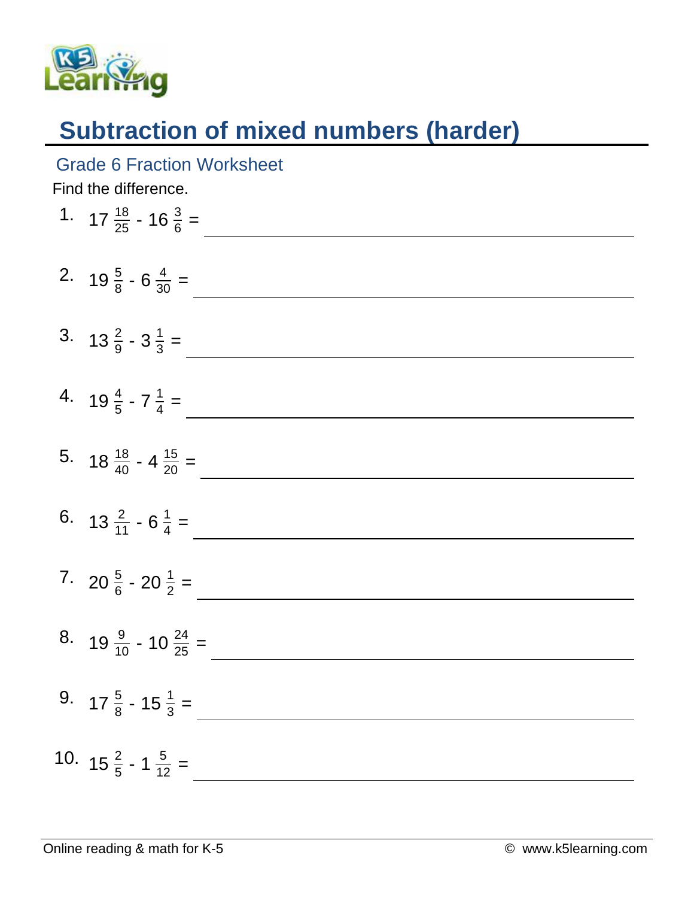# Subtraction of mixed numbers (harder)

## Grade 6 Fraction Worksheet

Find the difference.

1. $17\,\frac{18}{25} - 16\,\frac{3}{6} =$ ______

2. $19\,\frac{5}{8} - 6\,\frac{4}{30} =$ ______

3. $13\,\frac{2}{9} - 3\,\frac{1}{3} =$ ______

4. $19\,\frac{4}{5} - 7\,\frac{1}{4} =$ ______

5. $18\,\frac{18}{40} - 4\,\frac{15}{20} =$ ______

6. $13\,\frac{2}{11} - 6\,\frac{1}{4} =$ ______

7. $20\,\frac{5}{6} - 20\,\frac{1}{2} =$ ______

8. $19\,\frac{9}{10} - 10\,\frac{24}{25} =$ ______

9. $17\,\frac{5}{8} - 15\,\frac{1}{3} =$ ______

10. $15\,\frac{2}{5} - 1\,\frac{5}{12} =$ ______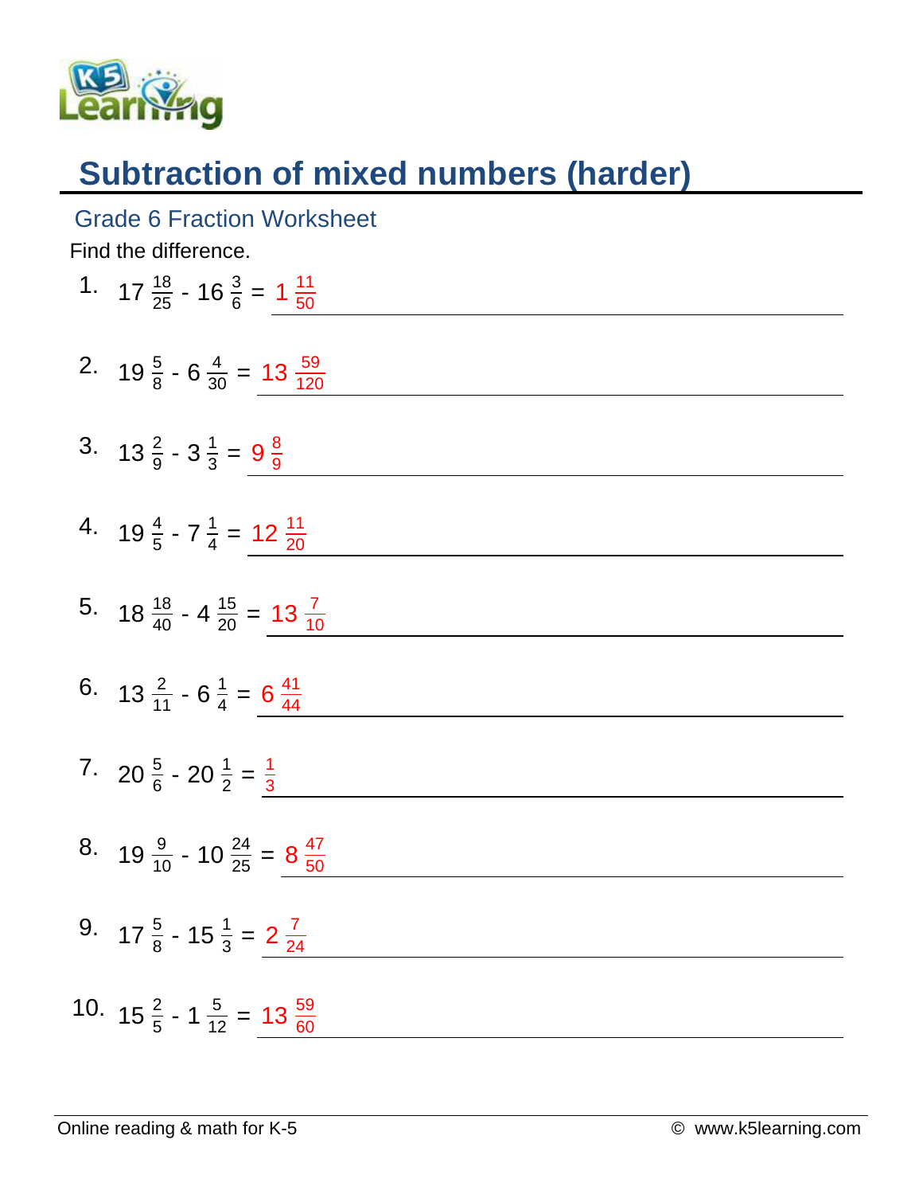# Subtraction of mixed numbers (harder)

## Grade 6 Fraction Worksheet

Find the difference.

1. $17\,\frac{18}{25} - 16\,\frac{3}{6} = 1\,\frac{11}{50}$

2. $19\,\frac{5}{8} - 6\,\frac{4}{30} = 13\,\frac{59}{120}$

3. $13\,\frac{2}{9} - 3\,\frac{1}{3} = 9\,\frac{8}{9}$

4. $19\,\frac{4}{5} - 7\,\frac{1}{4} = 12\,\frac{11}{20}$

5. $18\,\frac{18}{40} - 4\,\frac{15}{20} = 13\,\frac{7}{10}$

6. $13\,\frac{2}{11} - 6\,\frac{1}{4} = 6\,\frac{41}{44}$

7. $20\,\frac{5}{6} - 20\,\frac{1}{2} = \frac{1}{3}$

8. $19\,\frac{9}{10} - 10\,\frac{24}{25} = 8\,\frac{47}{50}$

9. $17\,\frac{5}{8} - 15\,\frac{1}{3} = 2\,\frac{7}{24}$

10. $15\,\frac{2}{5} - 1\,\frac{5}{12} = 13\,\frac{59}{60}$